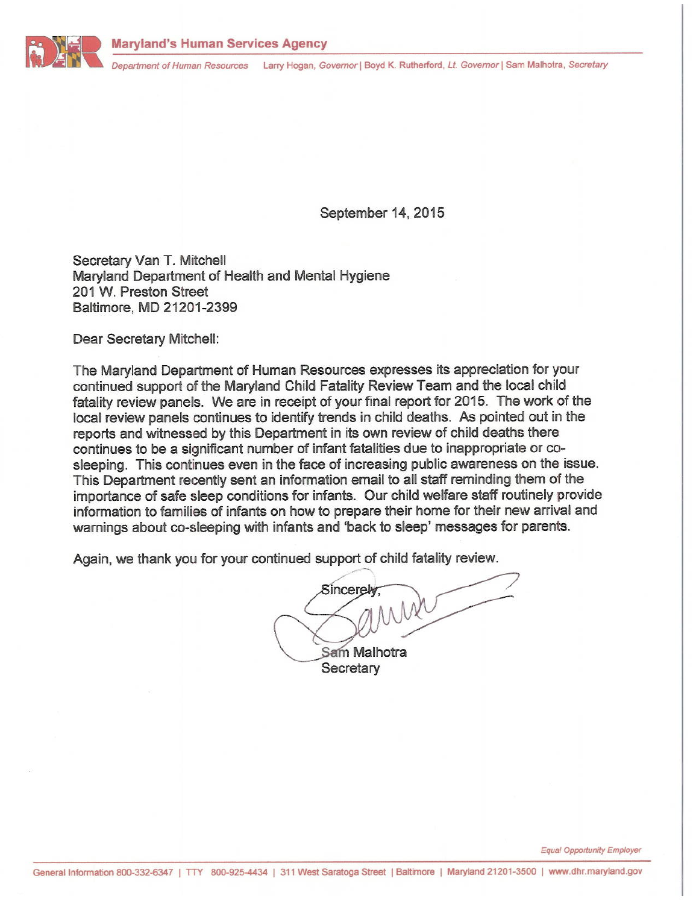**Maryland's Human Services Agency**

*Department of Human Resources* Larry Hogan, *Governor* | Boyd K. Rutherford, *Lt. Governor* | Sam Malhotra, *Secretary*

September 14, 2015

Secretary Van T. Mitchell
Maryland Department of Health and Mental Hygiene
201 W. Preston Street
Baltimore, MD 21201-2399

Dear Secretary Mitchell:

The Maryland Department of Human Resources expresses its appreciation for your continued support of the Maryland Child Fatality Review Team and the local child fatality review panels. We are in receipt of your final report for 2015. The work of the local review panels continues to identify trends in child deaths. As pointed out in the reports and witnessed by this Department in its own review of child deaths there continues to be a significant number of infant fatalities due to inappropriate or co-sleeping. This continues even in the face of increasing public awareness on the issue. This Department recently sent an information email to all staff reminding them of the importance of safe sleep conditions for infants. Our child welfare staff routinely provide information to families of infants on how to prepare their home for their new arrival and warnings about co-sleeping with infants and 'back to sleep' messages for parents.

Again, we thank you for your continued support of child fatality review.

Sincerely,

Sam Malhotra
Secretary

*Equal Opportunity Employer*

General Information 800-332-6347 | TTY 800-925-4434 | 311 West Saratoga Street | Baltimore | Maryland 21201-3500 | www.dhr.maryland.gov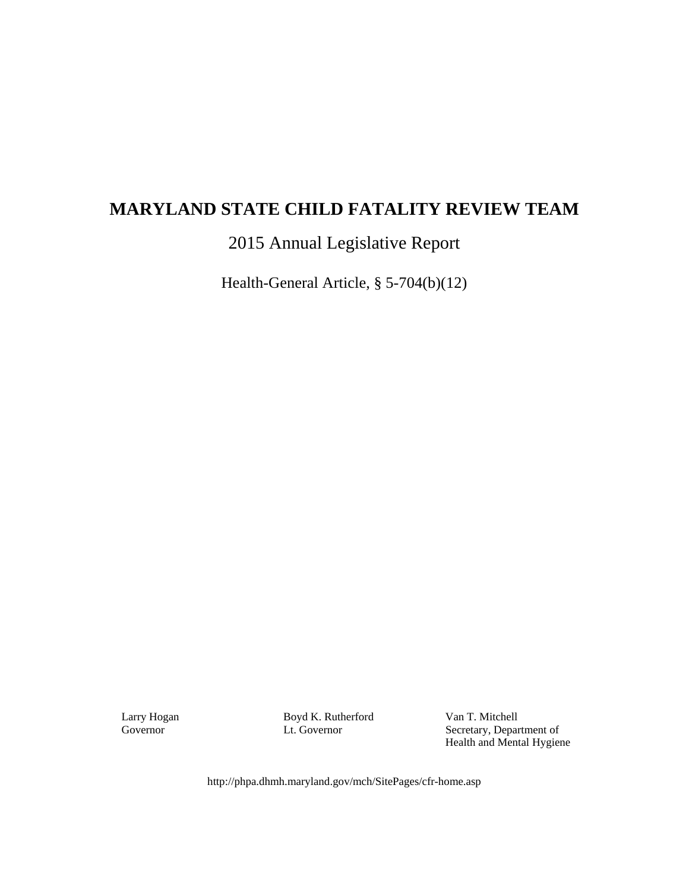# MARYLAND STATE CHILD FATALITY REVIEW TEAM

2015 Annual Legislative Report

Health-General Article, § 5-704(b)(12)

| | | |
|---|---|---|
| Larry Hogan<br>Governor | Boyd K. Rutherford<br>Lt. Governor | Van T. Mitchell<br>Secretary, Department of Health and Mental Hygiene |

http://phpa.dhmh.maryland.gov/mch/SitePages/cfr-home.asp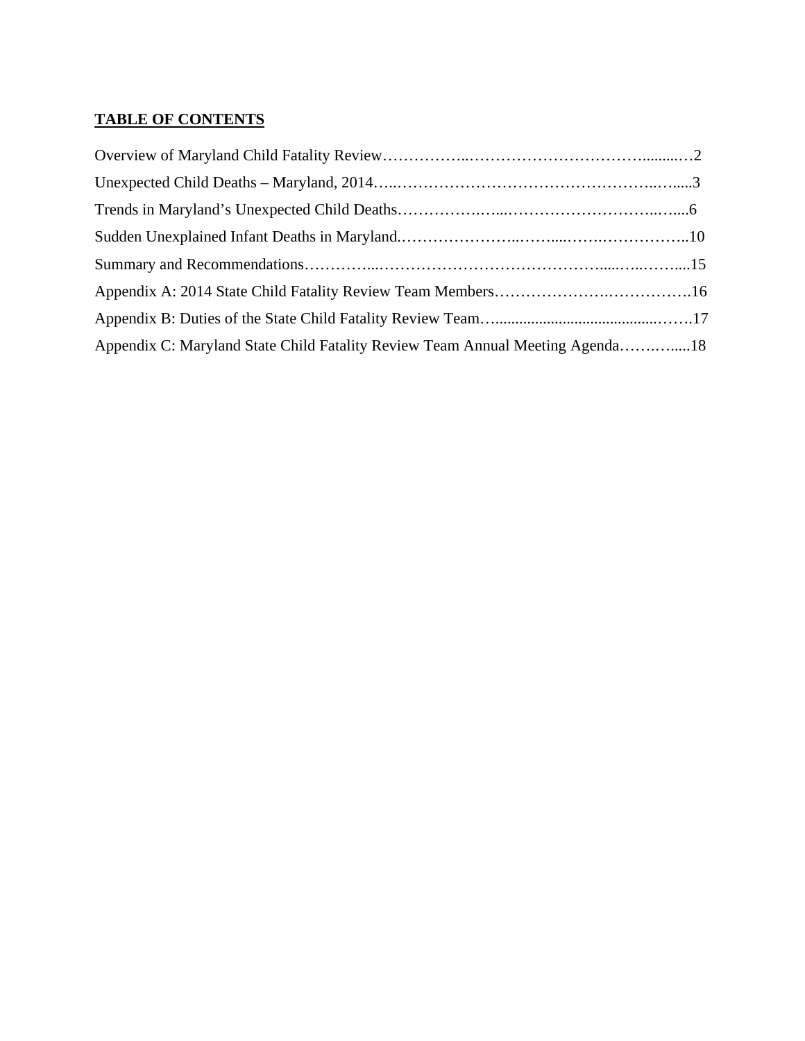**TABLE OF CONTENTS**

Overview of Maryland Child Fatality Review……………..………………………………..........…2

Unexpected Child Deaths – Maryland, 2014…..……………………………………………..…....3

Trends in Maryland's Unexpected Child Deaths…………….…...…………………………..…....6

Sudden Unexplained Infant Deaths in Maryland.…………………..……....…….……………..10

Summary and Recommendations…………...…………………………………….....…..……....15

Appendix A: 2014 State Child Fatality Review Team Members………………….…………….16

Appendix B: Duties of the State Child Fatality Review Team….........................................……17

Appendix C: Maryland State Child Fatality Review Team Annual Meeting Agenda…….…......18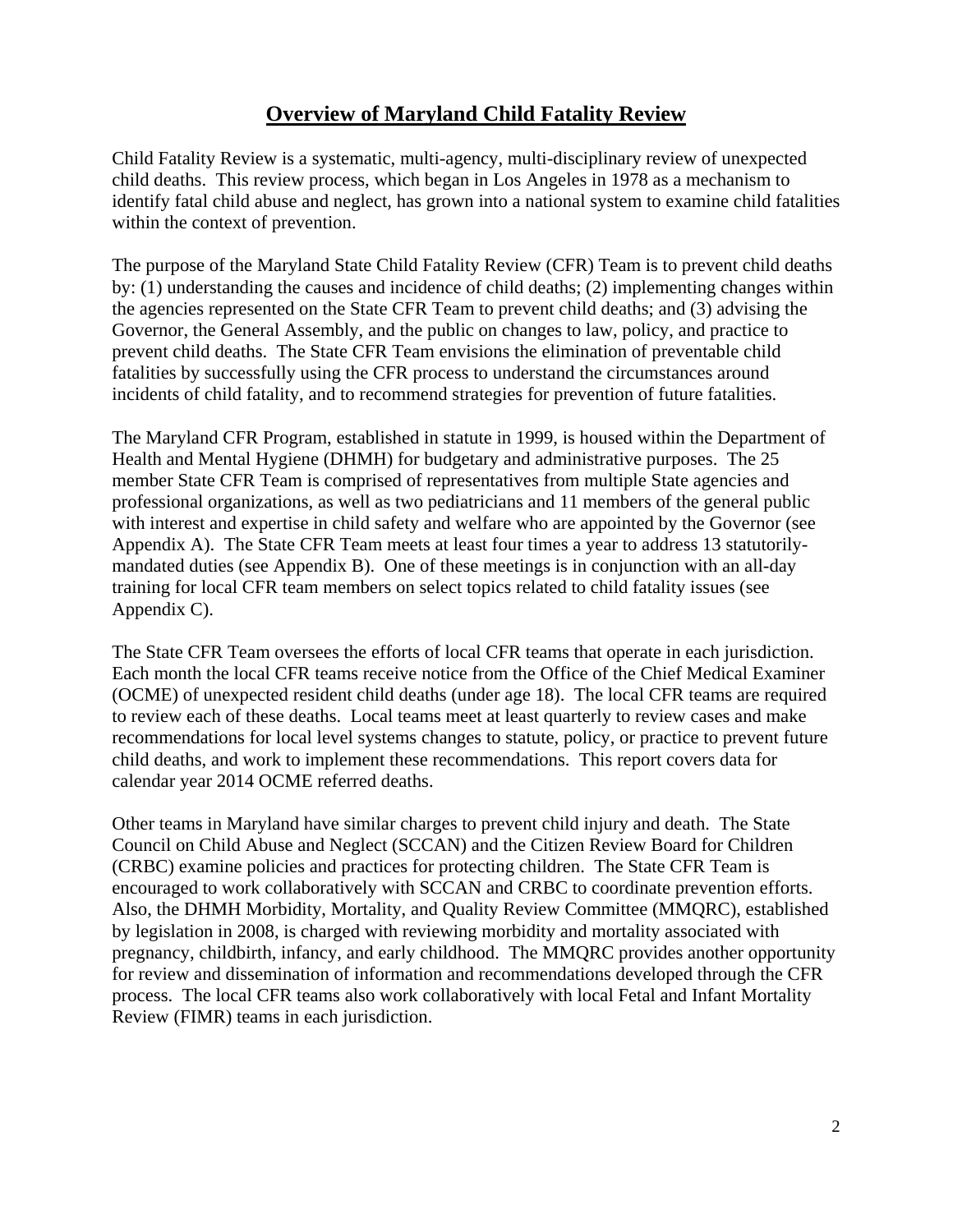# Overview of Maryland Child Fatality Review

Child Fatality Review is a systematic, multi-agency, multi-disciplinary review of unexpected child deaths. This review process, which began in Los Angeles in 1978 as a mechanism to identify fatal child abuse and neglect, has grown into a national system to examine child fatalities within the context of prevention.

The purpose of the Maryland State Child Fatality Review (CFR) Team is to prevent child deaths by: (1) understanding the causes and incidence of child deaths; (2) implementing changes within the agencies represented on the State CFR Team to prevent child deaths; and (3) advising the Governor, the General Assembly, and the public on changes to law, policy, and practice to prevent child deaths. The State CFR Team envisions the elimination of preventable child fatalities by successfully using the CFR process to understand the circumstances around incidents of child fatality, and to recommend strategies for prevention of future fatalities.

The Maryland CFR Program, established in statute in 1999, is housed within the Department of Health and Mental Hygiene (DHMH) for budgetary and administrative purposes. The 25 member State CFR Team is comprised of representatives from multiple State agencies and professional organizations, as well as two pediatricians and 11 members of the general public with interest and expertise in child safety and welfare who are appointed by the Governor (see Appendix A). The State CFR Team meets at least four times a year to address 13 statutorily-mandated duties (see Appendix B). One of these meetings is in conjunction with an all-day training for local CFR team members on select topics related to child fatality issues (see Appendix C).

The State CFR Team oversees the efforts of local CFR teams that operate in each jurisdiction. Each month the local CFR teams receive notice from the Office of the Chief Medical Examiner (OCME) of unexpected resident child deaths (under age 18). The local CFR teams are required to review each of these deaths. Local teams meet at least quarterly to review cases and make recommendations for local level systems changes to statute, policy, or practice to prevent future child deaths, and work to implement these recommendations. This report covers data for calendar year 2014 OCME referred deaths.

Other teams in Maryland have similar charges to prevent child injury and death. The State Council on Child Abuse and Neglect (SCCAN) and the Citizen Review Board for Children (CRBC) examine policies and practices for protecting children. The State CFR Team is encouraged to work collaboratively with SCCAN and CRBC to coordinate prevention efforts. Also, the DHMH Morbidity, Mortality, and Quality Review Committee (MMQRC), established by legislation in 2008, is charged with reviewing morbidity and mortality associated with pregnancy, childbirth, infancy, and early childhood. The MMQRC provides another opportunity for review and dissemination of information and recommendations developed through the CFR process. The local CFR teams also work collaboratively with local Fetal and Infant Mortality Review (FIMR) teams in each jurisdiction.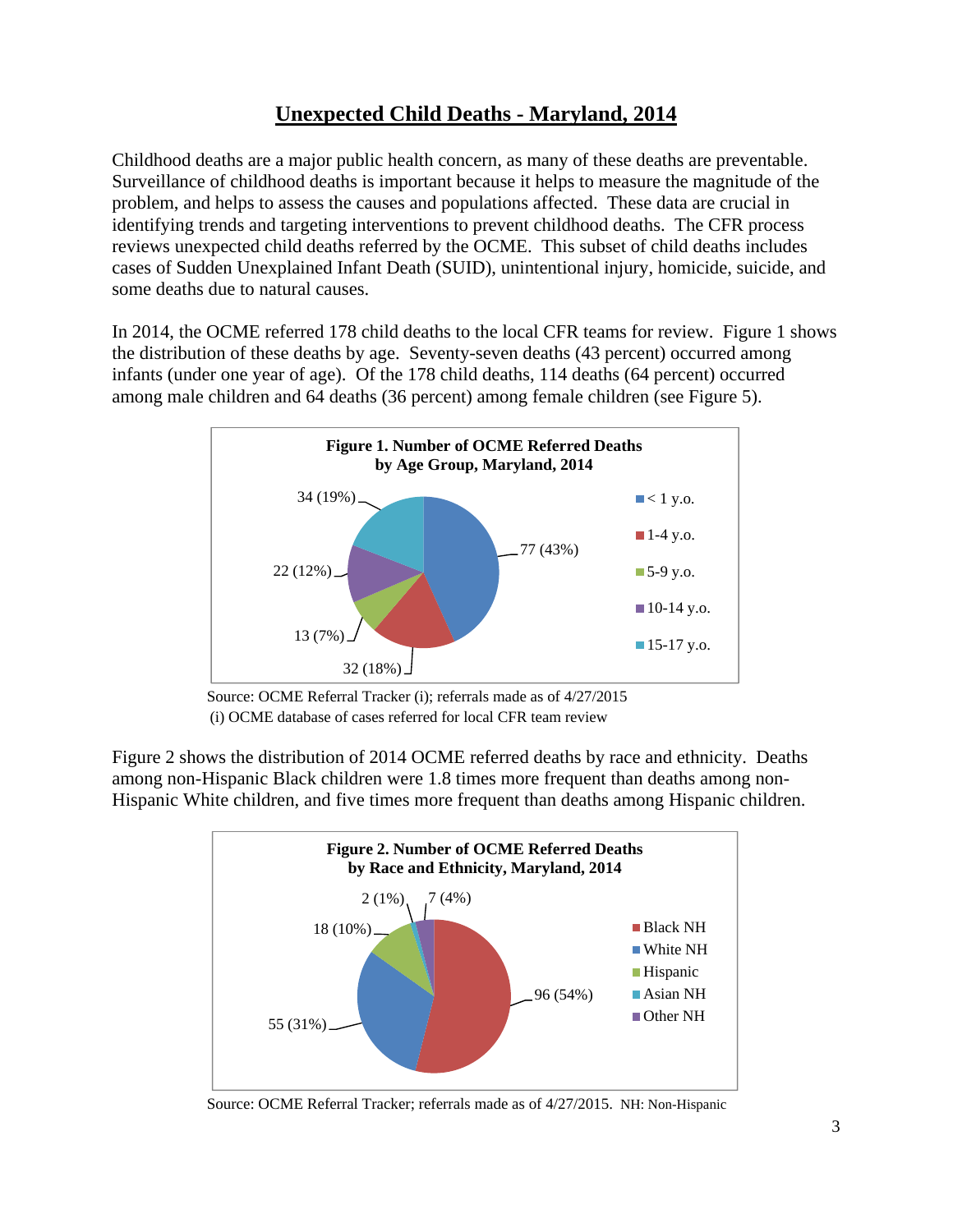# Unexpected Child Deaths - Maryland, 2014

Childhood deaths are a major public health concern, as many of these deaths are preventable. Surveillance of childhood deaths is important because it helps to measure the magnitude of the problem, and helps to assess the causes and populations affected. These data are crucial in identifying trends and targeting interventions to prevent childhood deaths. The CFR process reviews unexpected child deaths referred by the OCME. This subset of child deaths includes cases of Sudden Unexplained Infant Death (SUID), unintentional injury, homicide, suicide, and some deaths due to natural causes.

In 2014, the OCME referred 178 child deaths to the local CFR teams for review. Figure 1 shows the distribution of these deaths by age. Seventy-seven deaths (43 percent) occurred among infants (under one year of age). Of the 178 child deaths, 114 deaths (64 percent) occurred among male children and 64 deaths (36 percent) among female children (see Figure 5).

**Figure 1. Number of OCME Referred Deaths by Age Group, Maryland, 2014**

77 (43%)
32 (18%)
13 (7%)
22 (12%)
34 (19%)

< 1 y.o.
1-4 y.o.
5-9 y.o.
10-14 y.o.
15-17 y.o.

Source: OCME Referral Tracker (i); referrals made as of 4/27/2015
(i) OCME database of cases referred for local CFR team review

Figure 2 shows the distribution of 2014 OCME referred deaths by race and ethnicity. Deaths among non-Hispanic Black children were 1.8 times more frequent than deaths among non-Hispanic White children, and five times more frequent than deaths among Hispanic children.

**Figure 2. Number of OCME Referred Deaths by Race and Ethnicity, Maryland, 2014**

96 (54%)
55 (31%)
18 (10%)
2 (1%)
7 (4%)

Black NH
White NH
Hispanic
Asian NH
Other NH

Source: OCME Referral Tracker; referrals made as of 4/27/2015. NH: Non-Hispanic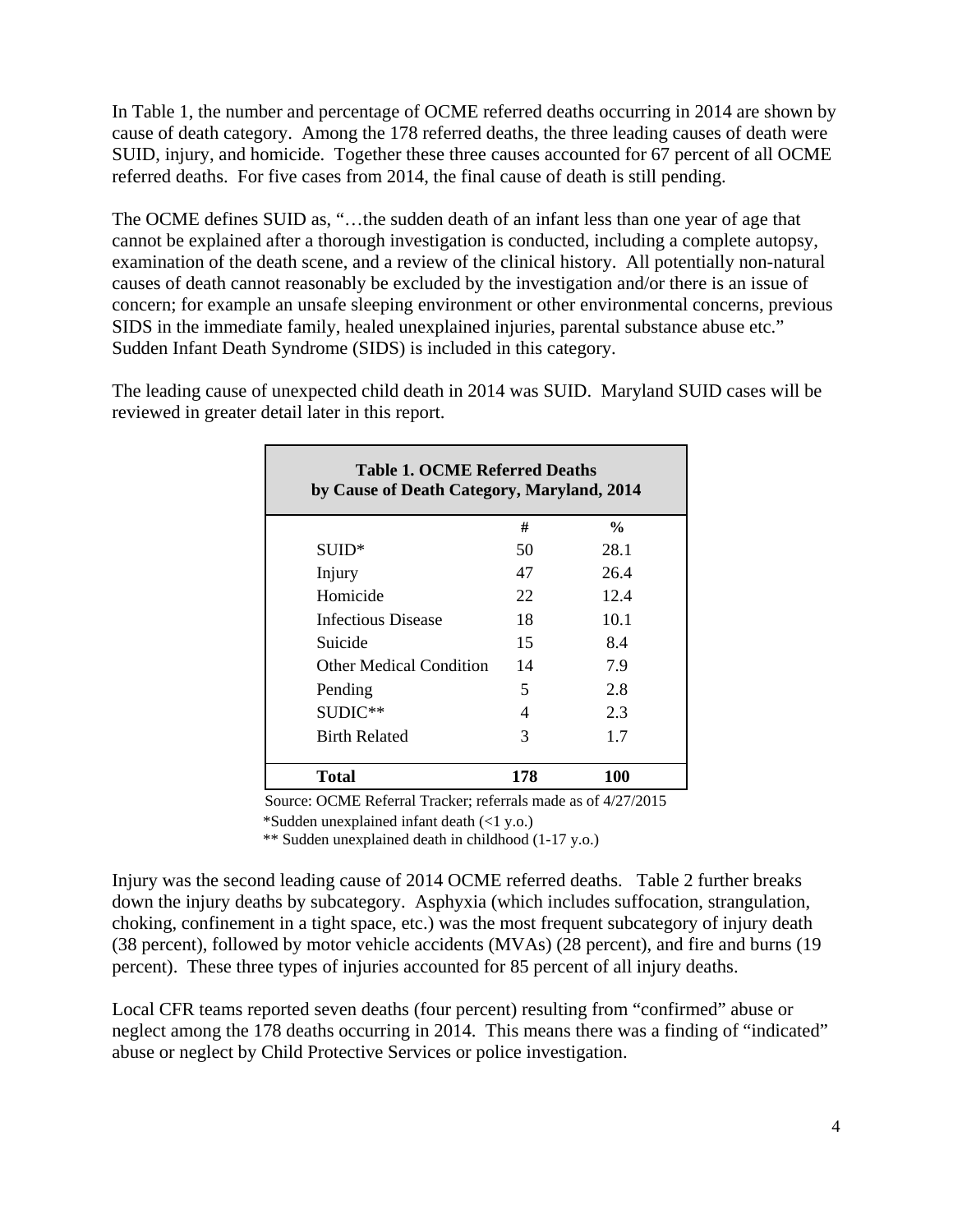In Table 1, the number and percentage of OCME referred deaths occurring in 2014 are shown by cause of death category. Among the 178 referred deaths, the three leading causes of death were SUID, injury, and homicide. Together these three causes accounted for 67 percent of all OCME referred deaths. For five cases from 2014, the final cause of death is still pending.

The OCME defines SUID as, "…the sudden death of an infant less than one year of age that cannot be explained after a thorough investigation is conducted, including a complete autopsy, examination of the death scene, and a review of the clinical history. All potentially non-natural causes of death cannot reasonably be excluded by the investigation and/or there is an issue of concern; for example an unsafe sleeping environment or other environmental concerns, previous SIDS in the immediate family, healed unexplained injuries, parental substance abuse etc." Sudden Infant Death Syndrome (SIDS) is included in this category.

The leading cause of unexpected child death in 2014 was SUID. Maryland SUID cases will be reviewed in greater detail later in this report.

**Table 1. OCME Referred Deaths by Cause of Death Category, Maryland, 2014**

| | # | % |
|---|---|---|
| SUID* | 50 | 28.1 |
| Injury | 47 | 26.4 |
| Homicide | 22 | 12.4 |
| Infectious Disease | 18 | 10.1 |
| Suicide | 15 | 8.4 |
| Other Medical Condition | 14 | 7.9 |
| Pending | 5 | 2.8 |
| SUDIC** | 4 | 2.3 |
| Birth Related | 3 | 1.7 |
| **Total** | **178** | **100** |

Source: OCME Referral Tracker; referrals made as of 4/27/2015

*Sudden unexplained infant death (<1 y.o.)

** Sudden unexplained death in childhood (1-17 y.o.)

Injury was the second leading cause of 2014 OCME referred deaths. Table 2 further breaks down the injury deaths by subcategory. Asphyxia (which includes suffocation, strangulation, choking, confinement in a tight space, etc.) was the most frequent subcategory of injury death (38 percent), followed by motor vehicle accidents (MVAs) (28 percent), and fire and burns (19 percent). These three types of injuries accounted for 85 percent of all injury deaths.

Local CFR teams reported seven deaths (four percent) resulting from "confirmed" abuse or neglect among the 178 deaths occurring in 2014. This means there was a finding of "indicated" abuse or neglect by Child Protective Services or police investigation.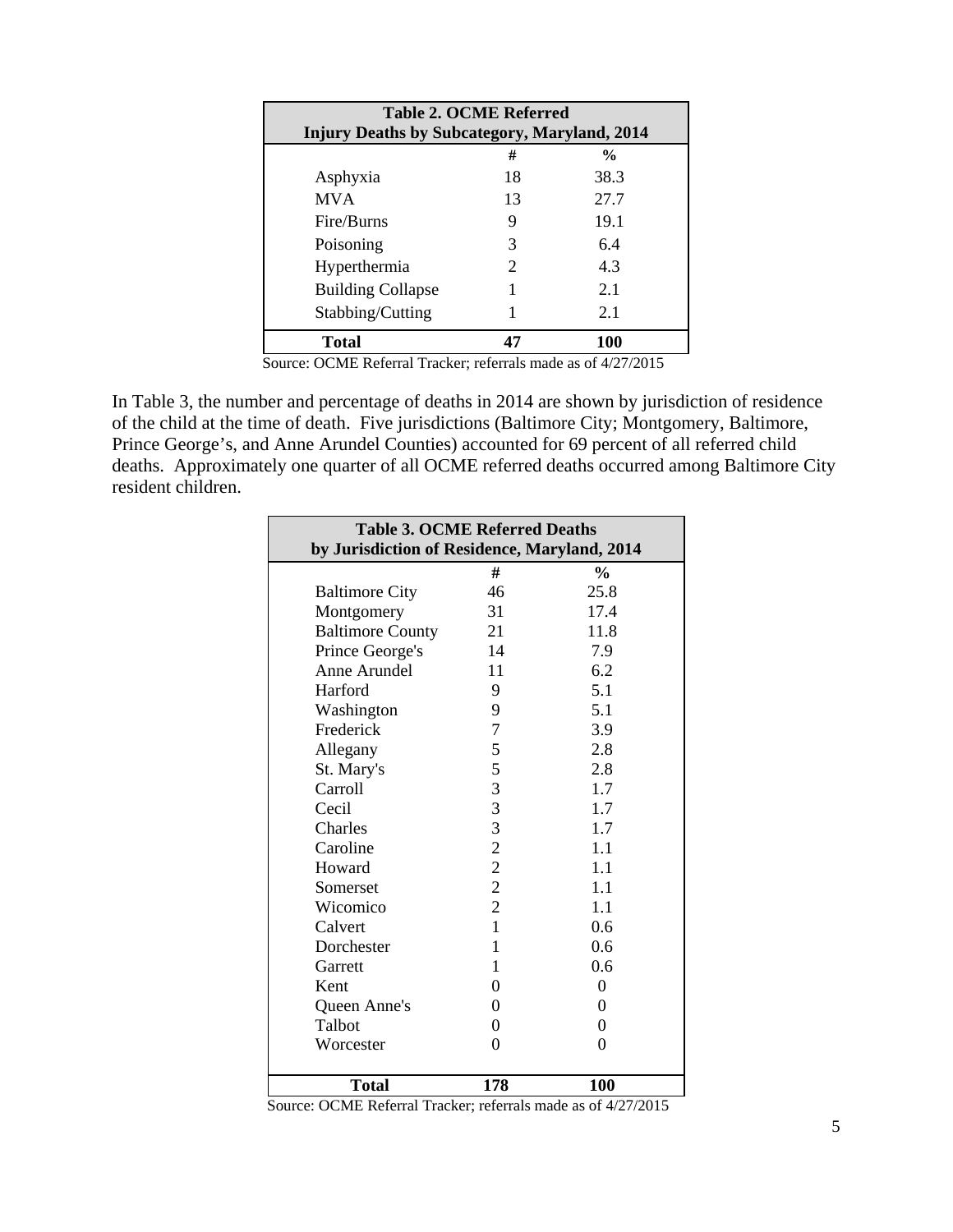**Table 2. OCME Referred Injury Deaths by Subcategory, Maryland, 2014**

| | # | % |
|---|---|---|
| Asphyxia | 18 | 38.3 |
| MVA | 13 | 27.7 |
| Fire/Burns | 9 | 19.1 |
| Poisoning | 3 | 6.4 |
| Hyperthermia | 2 | 4.3 |
| Building Collapse | 1 | 2.1 |
| Stabbing/Cutting | 1 | 2.1 |
| **Total** | **47** | **100** |

Source: OCME Referral Tracker; referrals made as of 4/27/2015

In Table 3, the number and percentage of deaths in 2014 are shown by jurisdiction of residence of the child at the time of death. Five jurisdictions (Baltimore City; Montgomery, Baltimore, Prince George's, and Anne Arundel Counties) accounted for 69 percent of all referred child deaths. Approximately one quarter of all OCME referred deaths occurred among Baltimore City resident children.

**Table 3. OCME Referred Deaths by Jurisdiction of Residence, Maryland, 2014**

| | # | % |
|---|---|---|
| Baltimore City | 46 | 25.8 |
| Montgomery | 31 | 17.4 |
| Baltimore County | 21 | 11.8 |
| Prince George's | 14 | 7.9 |
| Anne Arundel | 11 | 6.2 |
| Harford | 9 | 5.1 |
| Washington | 9 | 5.1 |
| Frederick | 7 | 3.9 |
| Allegany | 5 | 2.8 |
| St. Mary's | 5 | 2.8 |
| Carroll | 3 | 1.7 |
| Cecil | 3 | 1.7 |
| Charles | 3 | 1.7 |
| Caroline | 2 | 1.1 |
| Howard | 2 | 1.1 |
| Somerset | 2 | 1.1 |
| Wicomico | 2 | 1.1 |
| Calvert | 1 | 0.6 |
| Dorchester | 1 | 0.6 |
| Garrett | 1 | 0.6 |
| Kent | 0 | 0 |
| Queen Anne's | 0 | 0 |
| Talbot | 0 | 0 |
| Worcester | 0 | 0 |
| **Total** | **178** | **100** |

Source: OCME Referral Tracker; referrals made as of 4/27/2015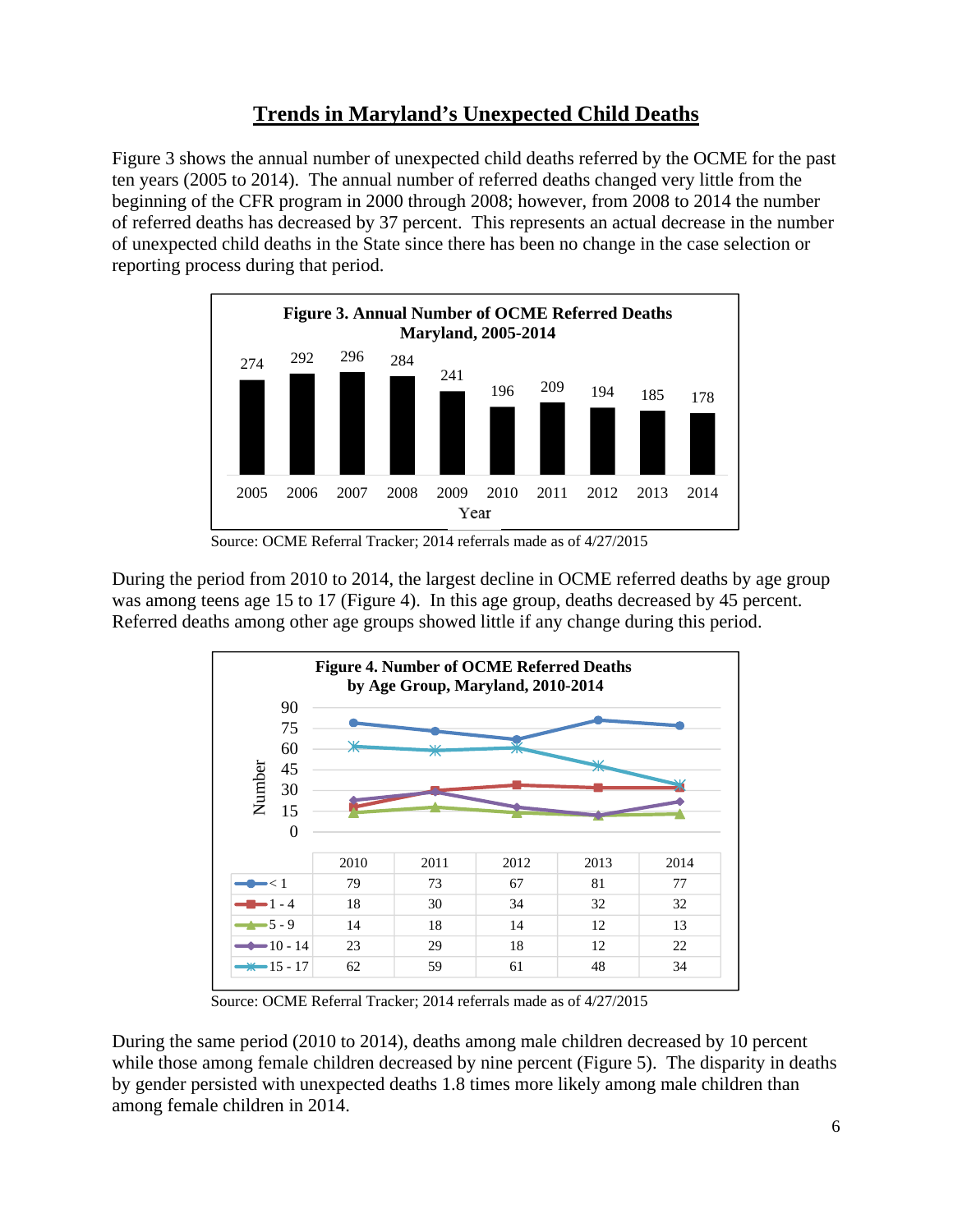# Trends in Maryland's Unexpected Child Deaths

Figure 3 shows the annual number of unexpected child deaths referred by the OCME for the past ten years (2005 to 2014). The annual number of referred deaths changed very little from the beginning of the CFR program in 2000 through 2008; however, from 2008 to 2014 the number of referred deaths has decreased by 37 percent. This represents an actual decrease in the number of unexpected child deaths in the State since there has been no change in the case selection or reporting process during that period.

**Figure 3. Annual Number of OCME Referred Deaths Maryland, 2005-2014**

274 292 296 284 241 196 209 194 185 178

2005 2006 2007 2008 2009 2010 2011 2012 2013 2014

Year

Source: OCME Referral Tracker; 2014 referrals made as of 4/27/2015

During the period from 2010 to 2014, the largest decline in OCME referred deaths by age group was among teens age 15 to 17 (Figure 4). In this age group, deaths decreased by 45 percent. Referred deaths among other age groups showed little if any change during this period.

**Figure 4. Number of OCME Referred Deaths by Age Group, Maryland, 2010-2014**

Number

90
75
60
45
30
15
0

| | 2010 | 2011 | 2012 | 2013 | 2014 |
|---|---|---|---|---|---|
| < 1 | 79 | 73 | 67 | 81 | 77 |
| 1 - 4 | 18 | 30 | 34 | 32 | 32 |
| 5 - 9 | 14 | 18 | 14 | 12 | 13 |
| 10 - 14 | 23 | 29 | 18 | 12 | 22 |
| 15 - 17 | 62 | 59 | 61 | 48 | 34 |

Source: OCME Referral Tracker; 2014 referrals made as of 4/27/2015

During the same period (2010 to 2014), deaths among male children decreased by 10 percent while those among female children decreased by nine percent (Figure 5). The disparity in deaths by gender persisted with unexpected deaths 1.8 times more likely among male children than among female children in 2014.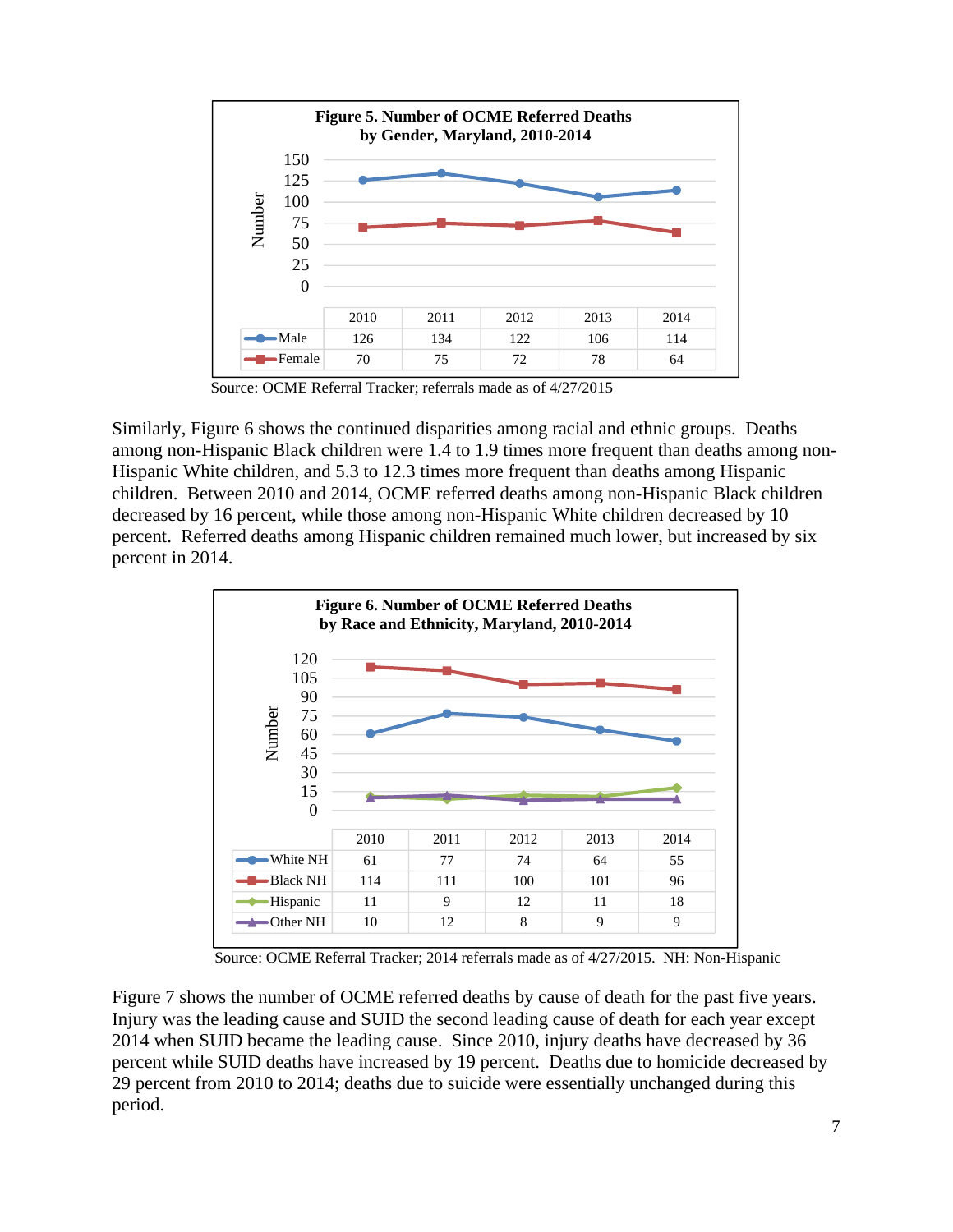**Figure 5. Number of OCME Referred Deaths by Gender, Maryland, 2010-2014**

Number

150
125
100
75
50
25
0

2010 2011 2012 2013 2014

Male 126 134 122 106 114

Female 70 75 72 78 64

Source: OCME Referral Tracker; referrals made as of 4/27/2015

Similarly, Figure 6 shows the continued disparities among racial and ethnic groups. Deaths among non-Hispanic Black children were 1.4 to 1.9 times more frequent than deaths among non-Hispanic White children, and 5.3 to 12.3 times more frequent than deaths among Hispanic children. Between 2010 and 2014, OCME referred deaths among non-Hispanic Black children decreased by 16 percent, while those among non-Hispanic White children decreased by 10 percent. Referred deaths among Hispanic children remained much lower, but increased by six percent in 2014.

**Figure 6. Number of OCME Referred Deaths by Race and Ethnicity, Maryland, 2010-2014**

Number

120
105
90
75
60
45
30
15
0

2010 2011 2012 2013 2014

White NH 61 77 74 64 55

Black NH 114 111 100 101 96

Hispanic 11 9 12 11 18

Other NH 10 12 8 9 9

Source: OCME Referral Tracker; 2014 referrals made as of 4/27/2015. NH: Non-Hispanic

Figure 7 shows the number of OCME referred deaths by cause of death for the past five years. Injury was the leading cause and SUID the second leading cause of death for each year except 2014 when SUID became the leading cause. Since 2010, injury deaths have decreased by 36 percent while SUID deaths have increased by 19 percent. Deaths due to homicide decreased by 29 percent from 2010 to 2014; deaths due to suicide were essentially unchanged during this period.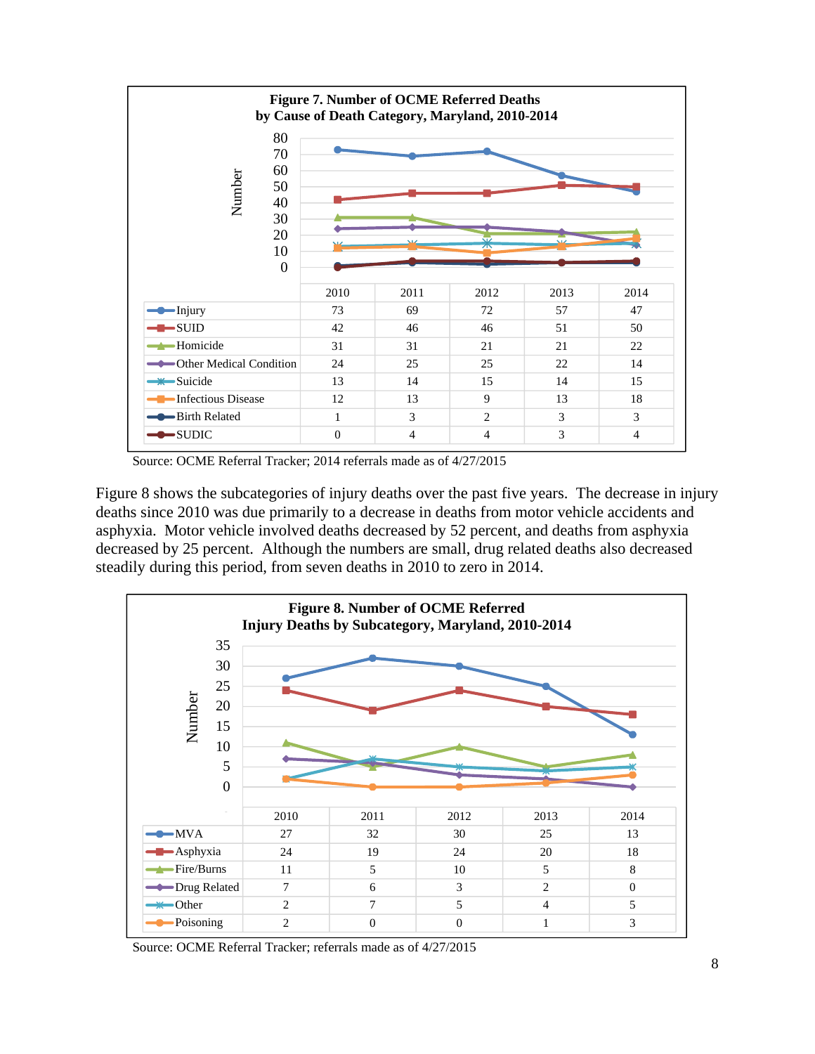**Figure 7. Number of OCME Referred Deaths by Cause of Death Category, Maryland, 2010-2014**

Number

80
70
60
50
40
30
20
10
0

| | 2010 | 2011 | 2012 | 2013 | 2014 |
|---|---|---|---|---|---|
| Injury | 73 | 69 | 72 | 57 | 47 |
| SUID | 42 | 46 | 46 | 51 | 50 |
| Homicide | 31 | 31 | 21 | 21 | 22 |
| Other Medical Condition | 24 | 25 | 25 | 22 | 14 |
| Suicide | 13 | 14 | 15 | 14 | 15 |
| Infectious Disease | 12 | 13 | 9 | 13 | 18 |
| Birth Related | 1 | 3 | 2 | 3 | 3 |
| SUDIC | 0 | 4 | 4 | 3 | 4 |

Source: OCME Referral Tracker; 2014 referrals made as of 4/27/2015

Figure 8 shows the subcategories of injury deaths over the past five years. The decrease in injury deaths since 2010 was due primarily to a decrease in deaths from motor vehicle accidents and asphyxia. Motor vehicle involved deaths decreased by 52 percent, and deaths from asphyxia decreased by 25 percent. Although the numbers are small, drug related deaths also decreased steadily during this period, from seven deaths in 2010 to zero in 2014.

**Figure 8. Number of OCME Referred Injury Deaths by Subcategory, Maryland, 2010-2014**

Number

35
30
25
20
15
10
5
0

| | 2010 | 2011 | 2012 | 2013 | 2014 |
|---|---|---|---|---|---|
| MVA | 27 | 32 | 30 | 25 | 13 |
| Asphyxia | 24 | 19 | 24 | 20 | 18 |
| Fire/Burns | 11 | 5 | 10 | 5 | 8 |
| Drug Related | 7 | 6 | 3 | 2 | 0 |
| Other | 2 | 7 | 5 | 4 | 5 |
| Poisoning | 2 | 0 | 0 | 1 | 3 |

Source: OCME Referral Tracker; referrals made as of 4/27/2015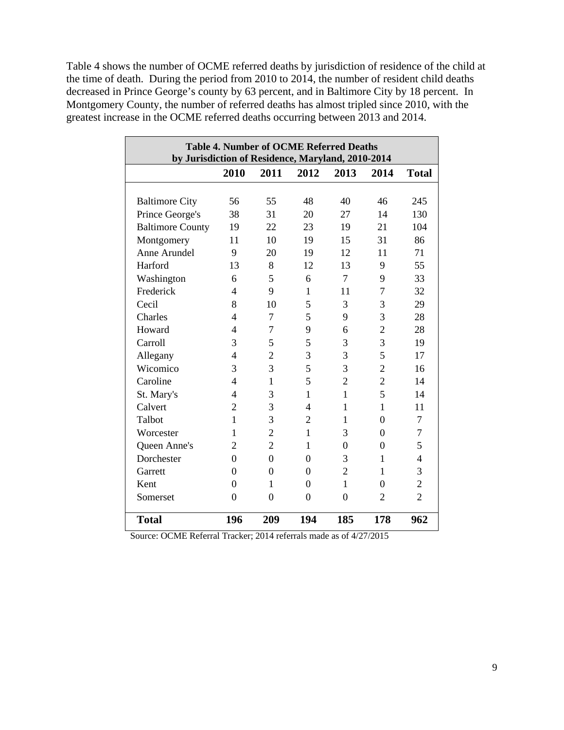Table 4 shows the number of OCME referred deaths by jurisdiction of residence of the child at the time of death. During the period from 2010 to 2014, the number of resident child deaths decreased in Prince George's county by 63 percent, and in Baltimore City by 18 percent. In Montgomery County, the number of referred deaths has almost tripled since 2010, with the greatest increase in the OCME referred deaths occurring between 2013 and 2014.

**Table 4. Number of OCME Referred Deaths by Jurisdiction of Residence, Maryland, 2010-2014**

| | 2010 | 2011 | 2012 | 2013 | 2014 | Total |
|---|---|---|---|---|---|---|
| Baltimore City | 56 | 55 | 48 | 40 | 46 | 245 |
| Prince George's | 38 | 31 | 20 | 27 | 14 | 130 |
| Baltimore County | 19 | 22 | 23 | 19 | 21 | 104 |
| Montgomery | 11 | 10 | 19 | 15 | 31 | 86 |
| Anne Arundel | 9 | 20 | 19 | 12 | 11 | 71 |
| Harford | 13 | 8 | 12 | 13 | 9 | 55 |
| Washington | 6 | 5 | 6 | 7 | 9 | 33 |
| Frederick | 4 | 9 | 1 | 11 | 7 | 32 |
| Cecil | 8 | 10 | 5 | 3 | 3 | 29 |
| Charles | 4 | 7 | 5 | 9 | 3 | 28 |
| Howard | 4 | 7 | 9 | 6 | 2 | 28 |
| Carroll | 3 | 5 | 5 | 3 | 3 | 19 |
| Allegany | 4 | 2 | 3 | 3 | 5 | 17 |
| Wicomico | 3 | 3 | 5 | 3 | 2 | 16 |
| Caroline | 4 | 1 | 5 | 2 | 2 | 14 |
| St. Mary's | 4 | 3 | 1 | 1 | 5 | 14 |
| Calvert | 2 | 3 | 4 | 1 | 1 | 11 |
| Talbot | 1 | 3 | 2 | 1 | 0 | 7 |
| Worcester | 1 | 2 | 1 | 3 | 0 | 7 |
| Queen Anne's | 2 | 2 | 1 | 0 | 0 | 5 |
| Dorchester | 0 | 0 | 0 | 3 | 1 | 4 |
| Garrett | 0 | 0 | 0 | 2 | 1 | 3 |
| Kent | 0 | 1 | 0 | 1 | 0 | 2 |
| Somerset | 0 | 0 | 0 | 0 | 2 | 2 |
| **Total** | **196** | **209** | **194** | **185** | **178** | **962** |

Source: OCME Referral Tracker; 2014 referrals made as of 4/27/2015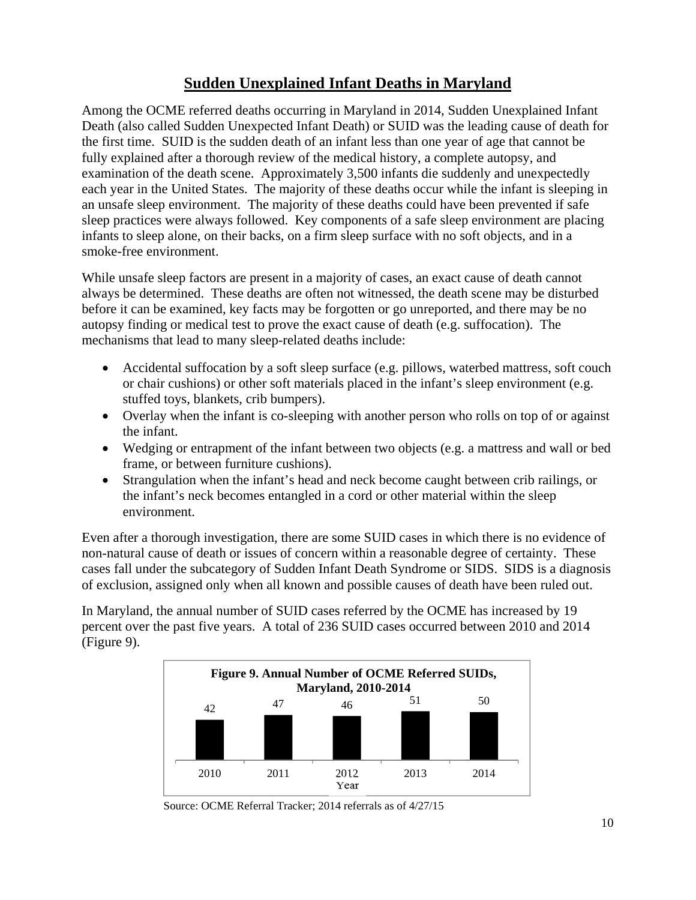# Sudden Unexplained Infant Deaths in Maryland

Among the OCME referred deaths occurring in Maryland in 2014, Sudden Unexplained Infant Death (also called Sudden Unexpected Infant Death) or SUID was the leading cause of death for the first time. SUID is the sudden death of an infant less than one year of age that cannot be fully explained after a thorough review of the medical history, a complete autopsy, and examination of the death scene. Approximately 3,500 infants die suddenly and unexpectedly each year in the United States. The majority of these deaths occur while the infant is sleeping in an unsafe sleep environment. The majority of these deaths could have been prevented if safe sleep practices were always followed. Key components of a safe sleep environment are placing infants to sleep alone, on their backs, on a firm sleep surface with no soft objects, and in a smoke-free environment.

While unsafe sleep factors are present in a majority of cases, an exact cause of death cannot always be determined. These deaths are often not witnessed, the death scene may be disturbed before it can be examined, key facts may be forgotten or go unreported, and there may be no autopsy finding or medical test to prove the exact cause of death (e.g. suffocation). The mechanisms that lead to many sleep-related deaths include:

- Accidental suffocation by a soft sleep surface (e.g. pillows, waterbed mattress, soft couch or chair cushions) or other soft materials placed in the infant's sleep environment (e.g. stuffed toys, blankets, crib bumpers).
- Overlay when the infant is co-sleeping with another person who rolls on top of or against the infant.
- Wedging or entrapment of the infant between two objects (e.g. a mattress and wall or bed frame, or between furniture cushions).
- Strangulation when the infant's head and neck become caught between crib railings, or the infant's neck becomes entangled in a cord or other material within the sleep environment.

Even after a thorough investigation, there are some SUID cases in which there is no evidence of non-natural cause of death or issues of concern within a reasonable degree of certainty. These cases fall under the subcategory of Sudden Infant Death Syndrome or SIDS. SIDS is a diagnosis of exclusion, assigned only when all known and possible causes of death have been ruled out.

In Maryland, the annual number of SUID cases referred by the OCME has increased by 19 percent over the past five years. A total of 236 SUID cases occurred between 2010 and 2014 (Figure 9).

**Figure 9. Annual Number of OCME Referred SUIDs, Maryland, 2010-2014**

42
47
46
51
50

2010
2011
2012
2013
2014

Year

Source: OCME Referral Tracker; 2014 referrals as of 4/27/15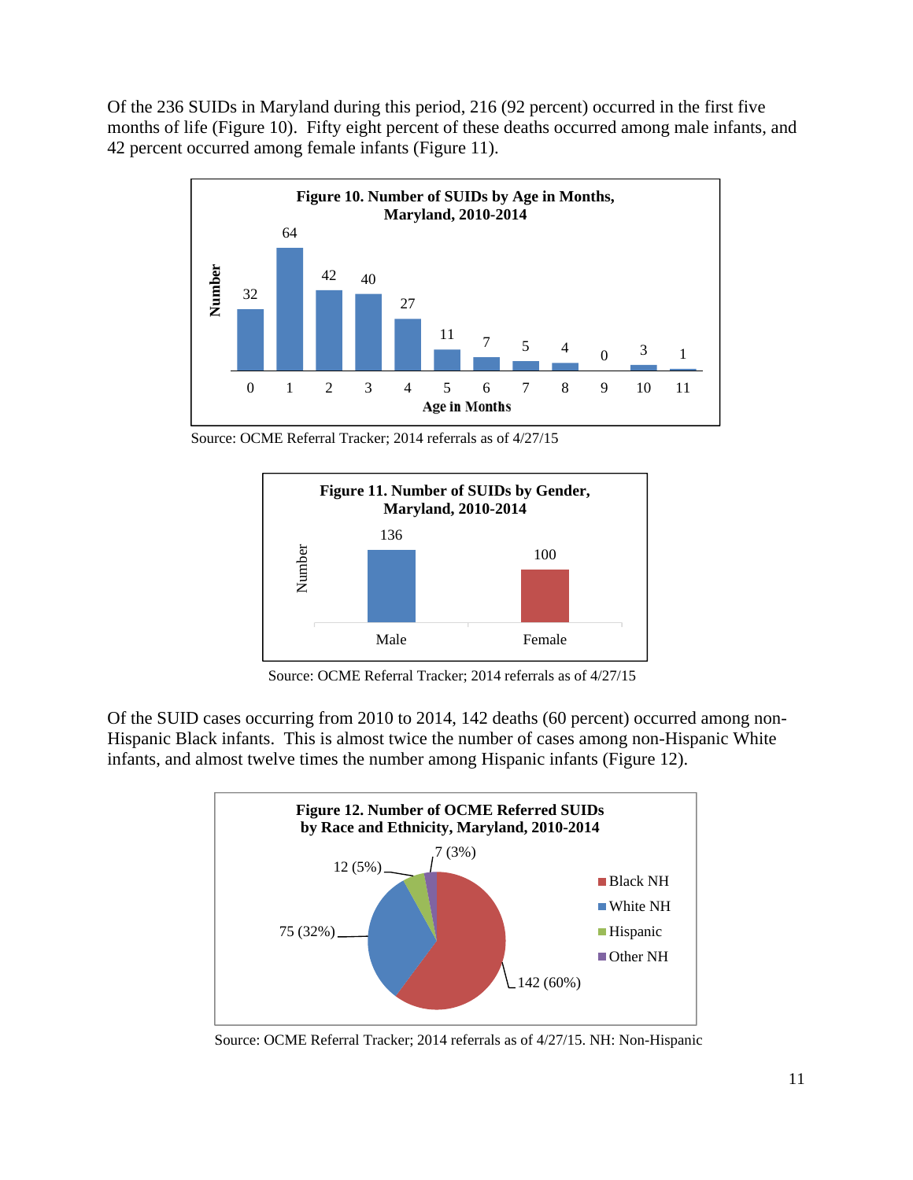Of the 236 SUIDs in Maryland during this period, 216 (92 percent) occurred in the first five months of life (Figure 10). Fifty eight percent of these deaths occurred among male infants, and 42 percent occurred among female infants (Figure 11).

**Figure 10. Number of SUIDs by Age in Months, Maryland, 2010-2014**

Number

32
64
42
40
27
11
7
5
4
0
3
1

0 1 2 3 4 5 6 7 8 9 10 11

Age in Months

Source: OCME Referral Tracker; 2014 referrals as of 4/27/15

**Figure 11. Number of SUIDs by Gender, Maryland, 2010-2014**

Number

136
100

Male
Female

Source: OCME Referral Tracker; 2014 referrals as of 4/27/15

Of the SUID cases occurring from 2010 to 2014, 142 deaths (60 percent) occurred among non-Hispanic Black infants. This is almost twice the number of cases among non-Hispanic White infants, and almost twelve times the number among Hispanic infants (Figure 12).

**Figure 12. Number of OCME Referred SUIDs by Race and Ethnicity, Maryland, 2010-2014**

7 (3%)
12 (5%)
75 (32%)
142 (60%)

Black NH
White NH
Hispanic
Other NH

Source: OCME Referral Tracker; 2014 referrals as of 4/27/15. NH: Non-Hispanic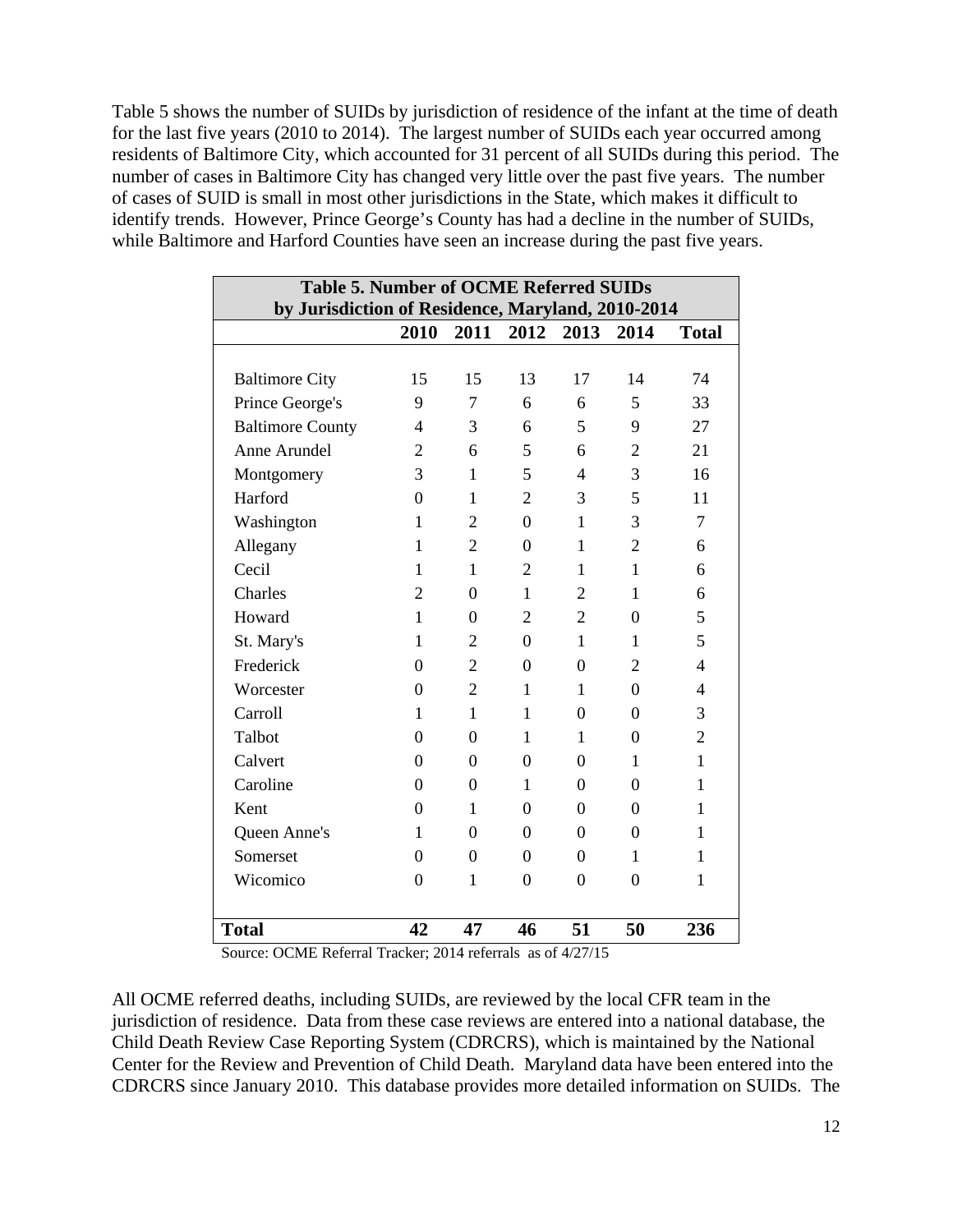Table 5 shows the number of SUIDs by jurisdiction of residence of the infant at the time of death for the last five years (2010 to 2014). The largest number of SUIDs each year occurred among residents of Baltimore City, which accounted for 31 percent of all SUIDs during this period. The number of cases in Baltimore City has changed very little over the past five years. The number of cases of SUID is small in most other jurisdictions in the State, which makes it difficult to identify trends. However, Prince George's County has had a decline in the number of SUIDs, while Baltimore and Harford Counties have seen an increase during the past five years.

**Table 5. Number of OCME Referred SUIDs by Jurisdiction of Residence, Maryland, 2010-2014**

| | 2010 | 2011 | 2012 | 2013 | 2014 | Total |
|---|---|---|---|---|---|---|
| Baltimore City | 15 | 15 | 13 | 17 | 14 | 74 |
| Prince George's | 9 | 7 | 6 | 6 | 5 | 33 |
| Baltimore County | 4 | 3 | 6 | 5 | 9 | 27 |
| Anne Arundel | 2 | 6 | 5 | 6 | 2 | 21 |
| Montgomery | 3 | 1 | 5 | 4 | 3 | 16 |
| Harford | 0 | 1 | 2 | 3 | 5 | 11 |
| Washington | 1 | 2 | 0 | 1 | 3 | 7 |
| Allegany | 1 | 2 | 0 | 1 | 2 | 6 |
| Cecil | 1 | 1 | 2 | 1 | 1 | 6 |
| Charles | 2 | 0 | 1 | 2 | 1 | 6 |
| Howard | 1 | 0 | 2 | 2 | 0 | 5 |
| St. Mary's | 1 | 2 | 0 | 1 | 1 | 5 |
| Frederick | 0 | 2 | 0 | 0 | 2 | 4 |
| Worcester | 0 | 2 | 1 | 1 | 0 | 4 |
| Carroll | 1 | 1 | 1 | 0 | 0 | 3 |
| Talbot | 0 | 0 | 1 | 1 | 0 | 2 |
| Calvert | 0 | 0 | 0 | 0 | 1 | 1 |
| Caroline | 0 | 0 | 1 | 0 | 0 | 1 |
| Kent | 0 | 1 | 0 | 0 | 0 | 1 |
| Queen Anne's | 1 | 0 | 0 | 0 | 0 | 1 |
| Somerset | 0 | 0 | 0 | 0 | 1 | 1 |
| Wicomico | 0 | 1 | 0 | 0 | 0 | 1 |
| **Total** | **42** | **47** | **46** | **51** | **50** | **236** |

Source: OCME Referral Tracker; 2014 referrals as of 4/27/15

All OCME referred deaths, including SUIDs, are reviewed by the local CFR team in the jurisdiction of residence. Data from these case reviews are entered into a national database, the Child Death Review Case Reporting System (CDRCRS), which is maintained by the National Center for the Review and Prevention of Child Death. Maryland data have been entered into the CDRCRS since January 2010. This database provides more detailed information on SUIDs. The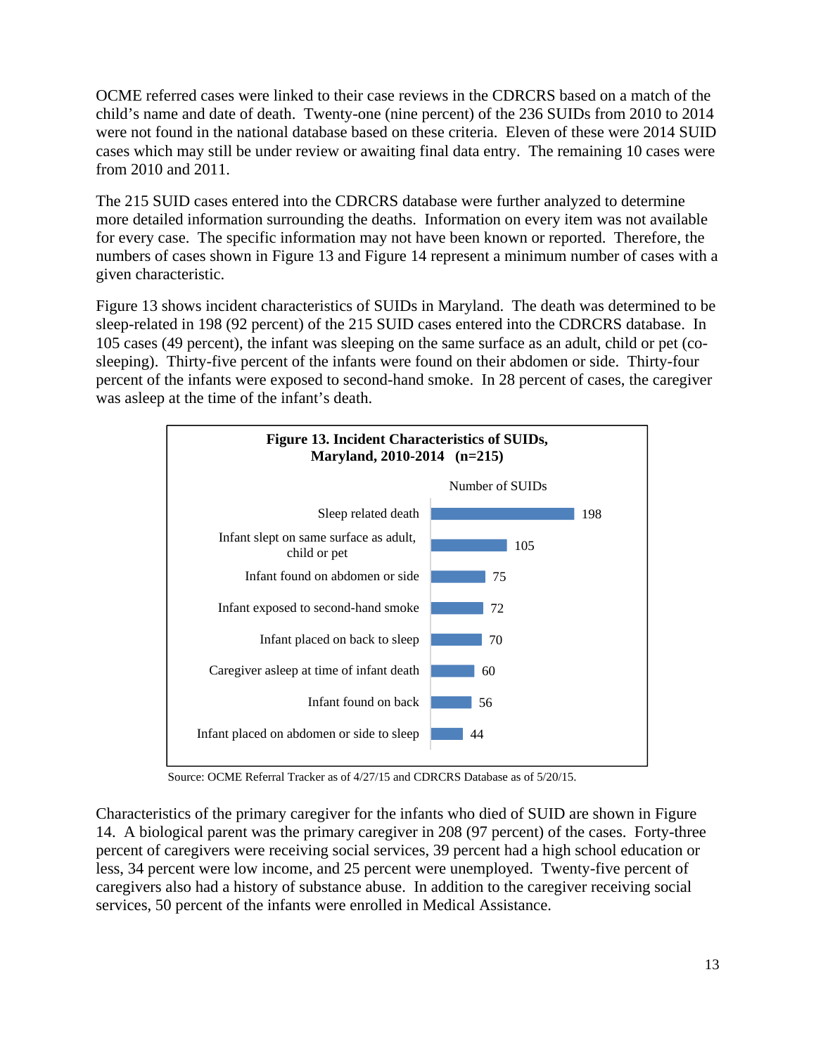OCME referred cases were linked to their case reviews in the CDRCRS based on a match of the child's name and date of death. Twenty-one (nine percent) of the 236 SUIDs from 2010 to 2014 were not found in the national database based on these criteria. Eleven of these were 2014 SUID cases which may still be under review or awaiting final data entry. The remaining 10 cases were from 2010 and 2011.

The 215 SUID cases entered into the CDRCRS database were further analyzed to determine more detailed information surrounding the deaths. Information on every item was not available for every case. The specific information may not have been known or reported. Therefore, the numbers of cases shown in Figure 13 and Figure 14 represent a minimum number of cases with a given characteristic.

Figure 13 shows incident characteristics of SUIDs in Maryland. The death was determined to be sleep-related in 198 (92 percent) of the 215 SUID cases entered into the CDRCRS database. In 105 cases (49 percent), the infant was sleeping on the same surface as an adult, child or pet (co-sleeping). Thirty-five percent of the infants were found on their abdomen or side. Thirty-four percent of the infants were exposed to second-hand smoke. In 28 percent of cases, the caregiver was asleep at the time of the infant's death.

**Figure 13. Incident Characteristics of SUIDs, Maryland, 2010-2014 (n=215)**

Number of SUIDs

Sleep related death 198

Infant slept on same surface as adult, child or pet 105

Infant found on abdomen or side 75

Infant exposed to second-hand smoke 72

Infant placed on back to sleep 70

Caregiver asleep at time of infant death 60

Infant found on back 56

Infant placed on abdomen or side to sleep 44

Source: OCME Referral Tracker as of 4/27/15 and CDRCRS Database as of 5/20/15.

Characteristics of the primary caregiver for the infants who died of SUID are shown in Figure 14. A biological parent was the primary caregiver in 208 (97 percent) of the cases. Forty-three percent of caregivers were receiving social services, 39 percent had a high school education or less, 34 percent were low income, and 25 percent were unemployed. Twenty-five percent of caregivers also had a history of substance abuse. In addition to the caregiver receiving social services, 50 percent of the infants were enrolled in Medical Assistance.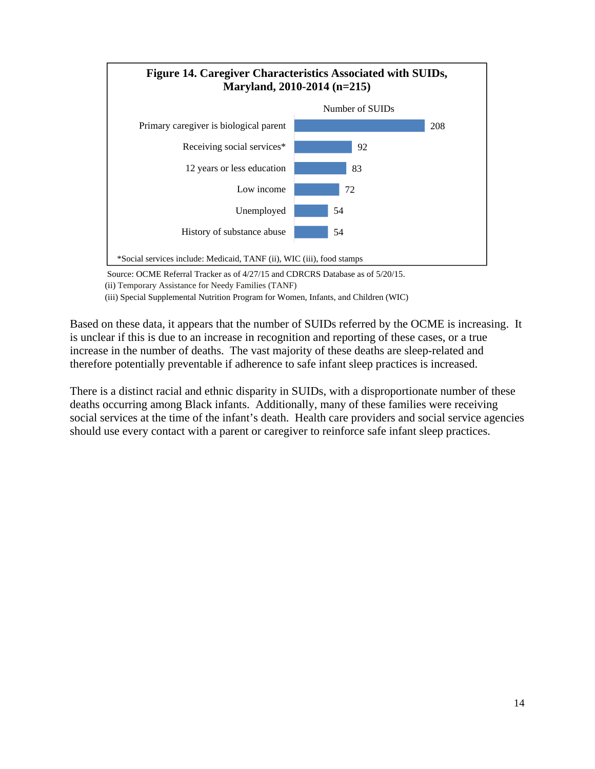**Figure 14. Caregiver Characteristics Associated with SUIDs, Maryland, 2010-2014 (n=215)**

Number of SUIDs

Primary caregiver is biological parent 208

Receiving social services* 92

12 years or less education 83

Low income 72

Unemployed 54

History of substance abuse 54

*Social services include: Medicaid, TANF (ii), WIC (iii), food stamps

Source: OCME Referral Tracker as of 4/27/15 and CDRCRS Database as of 5/20/15.

(ii) Temporary Assistance for Needy Families (TANF)

(iii) Special Supplemental Nutrition Program for Women, Infants, and Children (WIC)

Based on these data, it appears that the number of SUIDs referred by the OCME is increasing. It is unclear if this is due to an increase in recognition and reporting of these cases, or a true increase in the number of deaths. The vast majority of these deaths are sleep-related and therefore potentially preventable if adherence to safe infant sleep practices is increased.

There is a distinct racial and ethnic disparity in SUIDs, with a disproportionate number of these deaths occurring among Black infants. Additionally, many of these families were receiving social services at the time of the infant's death. Health care providers and social service agencies should use every contact with a parent or caregiver to reinforce safe infant sleep practices.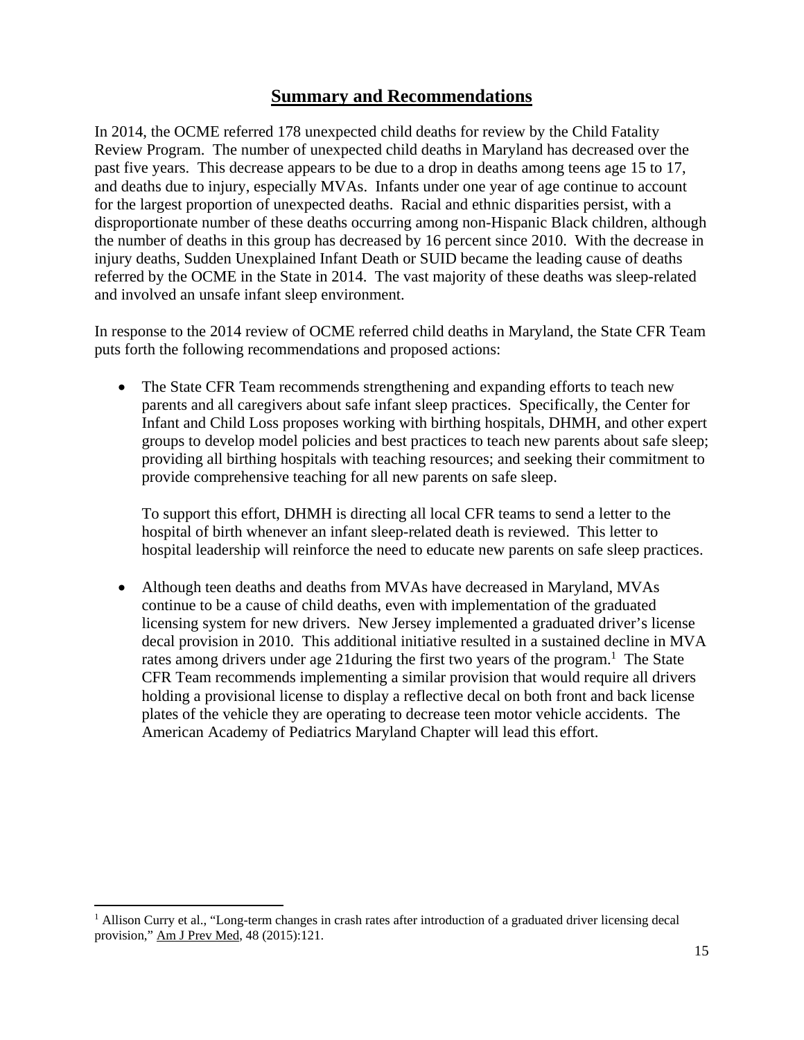## Summary and Recommendations

In 2014, the OCME referred 178 unexpected child deaths for review by the Child Fatality Review Program. The number of unexpected child deaths in Maryland has decreased over the past five years. This decrease appears to be due to a drop in deaths among teens age 15 to 17, and deaths due to injury, especially MVAs. Infants under one year of age continue to account for the largest proportion of unexpected deaths. Racial and ethnic disparities persist, with a disproportionate number of these deaths occurring among non-Hispanic Black children, although the number of deaths in this group has decreased by 16 percent since 2010. With the decrease in injury deaths, Sudden Unexplained Infant Death or SUID became the leading cause of deaths referred by the OCME in the State in 2014. The vast majority of these deaths was sleep-related and involved an unsafe infant sleep environment.

In response to the 2014 review of OCME referred child deaths in Maryland, the State CFR Team puts forth the following recommendations and proposed actions:

- The State CFR Team recommends strengthening and expanding efforts to teach new parents and all caregivers about safe infant sleep practices. Specifically, the Center for Infant and Child Loss proposes working with birthing hospitals, DHMH, and other expert groups to develop model policies and best practices to teach new parents about safe sleep; providing all birthing hospitals with teaching resources; and seeking their commitment to provide comprehensive teaching for all new parents on safe sleep.

  To support this effort, DHMH is directing all local CFR teams to send a letter to the hospital of birth whenever an infant sleep-related death is reviewed. This letter to hospital leadership will reinforce the need to educate new parents on safe sleep practices.

- Although teen deaths and deaths from MVAs have decreased in Maryland, MVAs continue to be a cause of child deaths, even with implementation of the graduated licensing system for new drivers. New Jersey implemented a graduated driver's license decal provision in 2010. This additional initiative resulted in a sustained decline in MVA rates among drivers under age 21during the first two years of the program.[1] The State CFR Team recommends implementing a similar provision that would require all drivers holding a provisional license to display a reflective decal on both front and back license plates of the vehicle they are operating to decrease teen motor vehicle accidents. The American Academy of Pediatrics Maryland Chapter will lead this effort.

[1] Allison Curry et al., "Long-term changes in crash rates after introduction of a graduated driver licensing decal provision," Am J Prev Med, 48 (2015):121.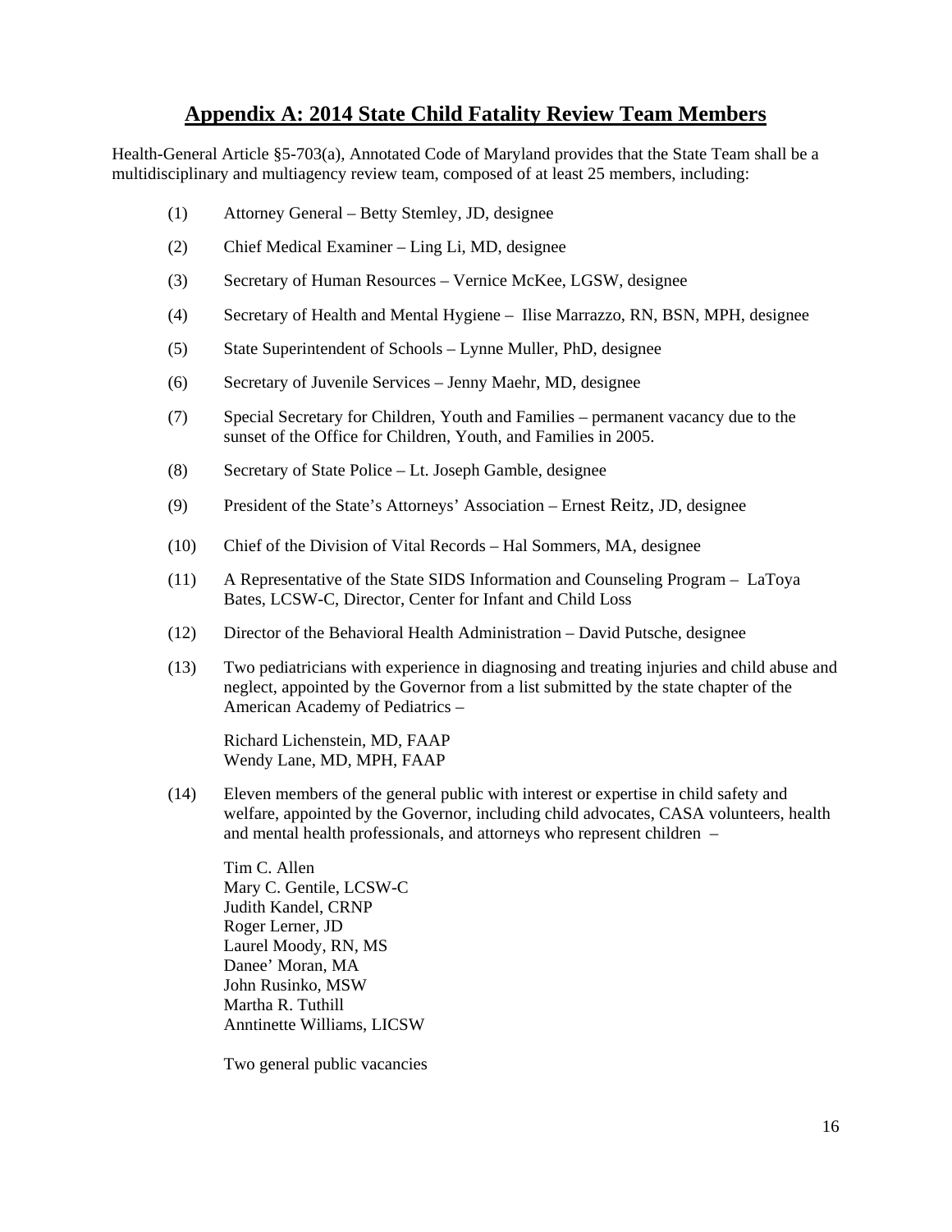## Appendix A: 2014 State Child Fatality Review Team Members

Health-General Article §5-703(a), Annotated Code of Maryland provides that the State Team shall be a multidisciplinary and multiagency review team, composed of at least 25 members, including:

(1) Attorney General – Betty Stemley, JD, designee

(2) Chief Medical Examiner – Ling Li, MD, designee

(3) Secretary of Human Resources – Vernice McKee, LGSW, designee

(4) Secretary of Health and Mental Hygiene – Ilise Marrazzo, RN, BSN, MPH, designee

(5) State Superintendent of Schools – Lynne Muller, PhD, designee

(6) Secretary of Juvenile Services – Jenny Maehr, MD, designee

(7) Special Secretary for Children, Youth and Families – permanent vacancy due to the sunset of the Office for Children, Youth, and Families in 2005.

(8) Secretary of State Police – Lt. Joseph Gamble, designee

(9) President of the State's Attorneys' Association – Ernest Reitz, JD, designee

(10) Chief of the Division of Vital Records – Hal Sommers, MA, designee

(11) A Representative of the State SIDS Information and Counseling Program – LaToya Bates, LCSW-C, Director, Center for Infant and Child Loss

(12) Director of the Behavioral Health Administration – David Putsche, designee

(13) Two pediatricians with experience in diagnosing and treating injuries and child abuse and neglect, appointed by the Governor from a list submitted by the state chapter of the American Academy of Pediatrics –

Richard Lichenstein, MD, FAAP
Wendy Lane, MD, MPH, FAAP

(14) Eleven members of the general public with interest or expertise in child safety and welfare, appointed by the Governor, including child advocates, CASA volunteers, health and mental health professionals, and attorneys who represent children –

Tim C. Allen
Mary C. Gentile, LCSW-C
Judith Kandel, CRNP
Roger Lerner, JD
Laurel Moody, RN, MS
Danee' Moran, MA
John Rusinko, MSW
Martha R. Tuthill
Anntinette Williams, LICSW

Two general public vacancies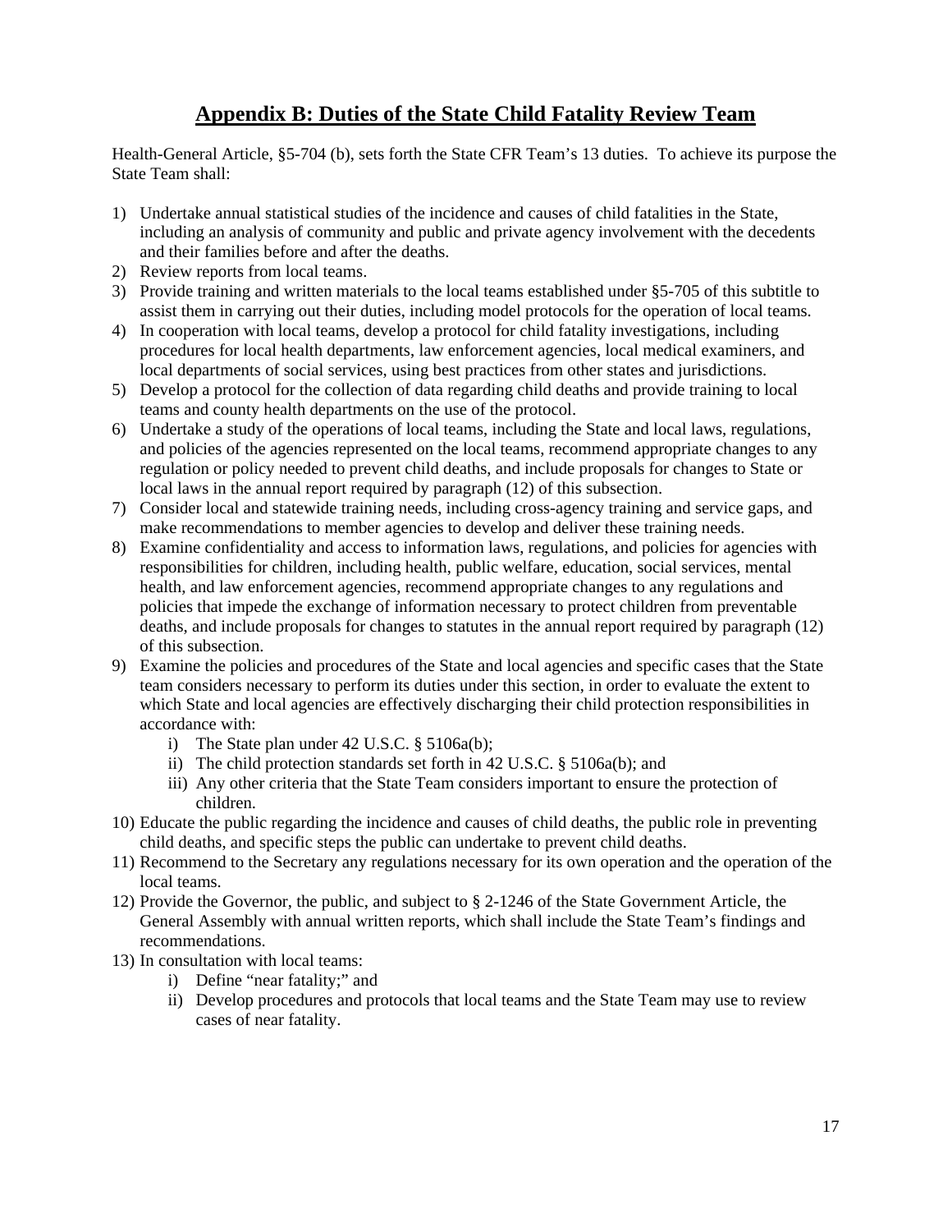# Appendix B: Duties of the State Child Fatality Review Team

Health-General Article, §5-704 (b), sets forth the State CFR Team's 13 duties. To achieve its purpose the State Team shall:

1) Undertake annual statistical studies of the incidence and causes of child fatalities in the State, including an analysis of community and public and private agency involvement with the decedents and their families before and after the deaths.
2) Review reports from local teams.
3) Provide training and written materials to the local teams established under §5-705 of this subtitle to assist them in carrying out their duties, including model protocols for the operation of local teams.
4) In cooperation with local teams, develop a protocol for child fatality investigations, including procedures for local health departments, law enforcement agencies, local medical examiners, and local departments of social services, using best practices from other states and jurisdictions.
5) Develop a protocol for the collection of data regarding child deaths and provide training to local teams and county health departments on the use of the protocol.
6) Undertake a study of the operations of local teams, including the State and local laws, regulations, and policies of the agencies represented on the local teams, recommend appropriate changes to any regulation or policy needed to prevent child deaths, and include proposals for changes to State or local laws in the annual report required by paragraph (12) of this subsection.
7) Consider local and statewide training needs, including cross-agency training and service gaps, and make recommendations to member agencies to develop and deliver these training needs.
8) Examine confidentiality and access to information laws, regulations, and policies for agencies with responsibilities for children, including health, public welfare, education, social services, mental health, and law enforcement agencies, recommend appropriate changes to any regulations and policies that impede the exchange of information necessary to protect children from preventable deaths, and include proposals for changes to statutes in the annual report required by paragraph (12) of this subsection.
9) Examine the policies and procedures of the State and local agencies and specific cases that the State team considers necessary to perform its duties under this section, in order to evaluate the extent to which State and local agencies are effectively discharging their child protection responsibilities in accordance with:
   i) The State plan under 42 U.S.C. § 5106a(b);
   ii) The child protection standards set forth in 42 U.S.C. § 5106a(b); and
   iii) Any other criteria that the State Team considers important to ensure the protection of children.
10) Educate the public regarding the incidence and causes of child deaths, the public role in preventing child deaths, and specific steps the public can undertake to prevent child deaths.
11) Recommend to the Secretary any regulations necessary for its own operation and the operation of the local teams.
12) Provide the Governor, the public, and subject to § 2-1246 of the State Government Article, the General Assembly with annual written reports, which shall include the State Team's findings and recommendations.
13) In consultation with local teams:
    i) Define "near fatality;" and
    ii) Develop procedures and protocols that local teams and the State Team may use to review cases of near fatality.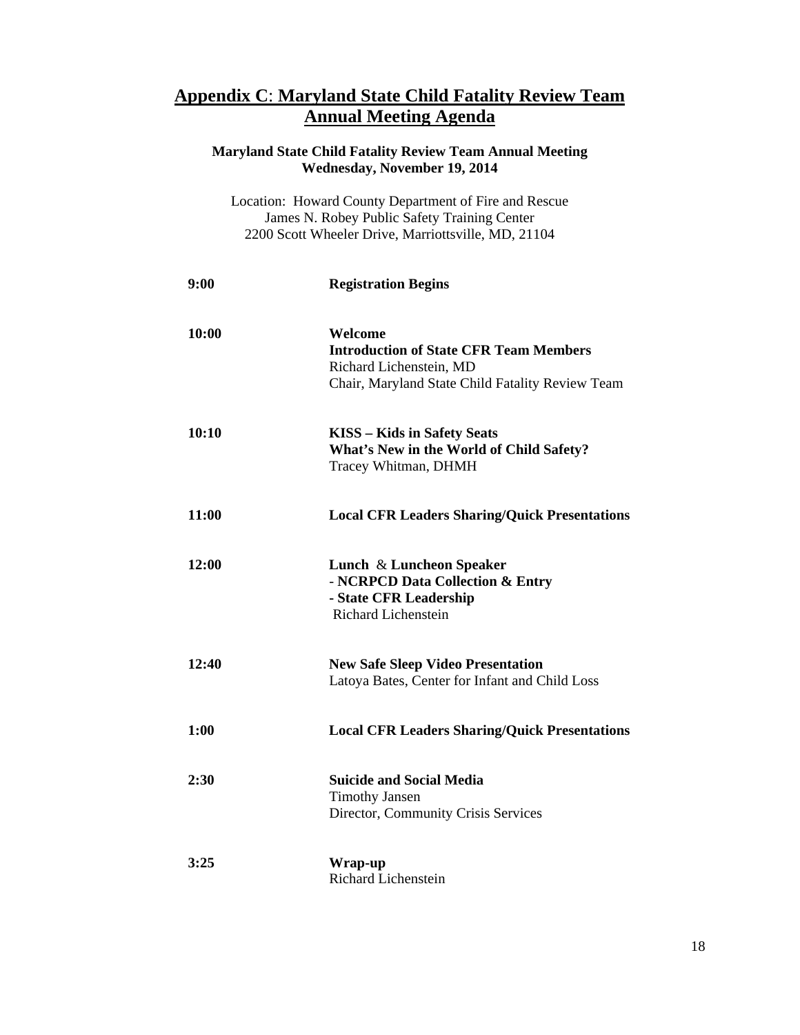# Appendix C: Maryland State Child Fatality Review Team Annual Meeting Agenda

**Maryland State Child Fatality Review Team Annual Meeting**
**Wednesday, November 19, 2014**

Location: Howard County Department of Fire and Rescue
James N. Robey Public Safety Training Center
2200 Scott Wheeler Drive, Marriottsville, MD, 21104

| | |
|---|---|
| **9:00** | **Registration Begins** |
| **10:00** | **Welcome**<br>**Introduction of State CFR Team Members**<br>Richard Lichenstein, MD<br>Chair, Maryland State Child Fatality Review Team |
| **10:10** | **KISS – Kids in Safety Seats**<br>**What's New in the World of Child Safety?**<br>Tracey Whitman, DHMH |
| **11:00** | **Local CFR Leaders Sharing/Quick Presentations** |
| **12:00** | **Lunch & Luncheon Speaker**<br>**- NCRPCD Data Collection & Entry**<br>**- State CFR Leadership**<br>Richard Lichenstein |
| **12:40** | **New Safe Sleep Video Presentation**<br>Latoya Bates, Center for Infant and Child Loss |
| **1:00** | **Local CFR Leaders Sharing/Quick Presentations** |
| **2:30** | **Suicide and Social Media**<br>Timothy Jansen<br>Director, Community Crisis Services |
| **3:25** | **Wrap-up**<br>Richard Lichenstein |